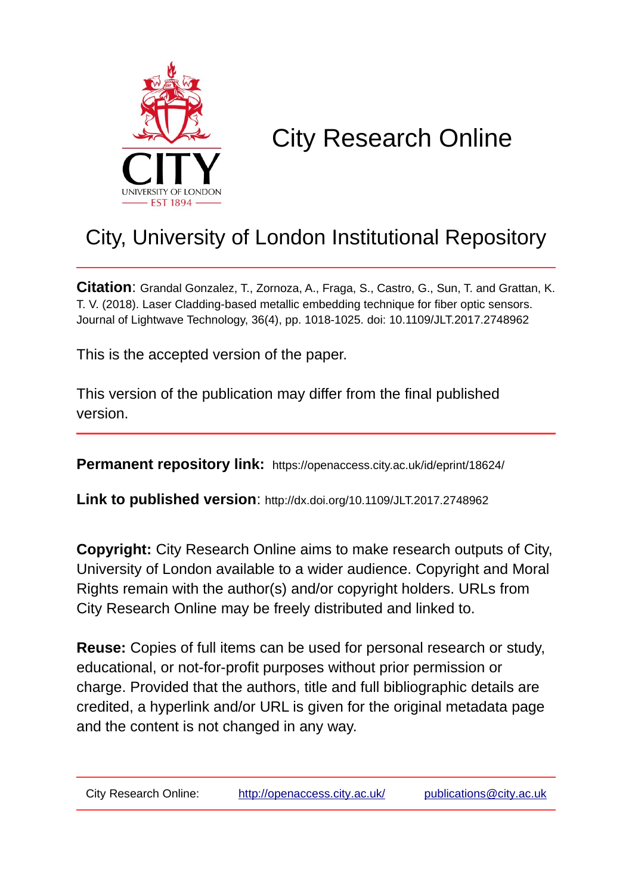# City Research Online

## City, University of London Institutional Repository

**Citation**: Grandal Gonzalez, T., Zornoza, A., Fraga, S., Castro, G., Sun, T. and Grattan, K. T. V. (2018). Laser Cladding-based metallic embedding technique for fiber optic sensors. Journal of Lightwave Technology, 36(4), pp. 1018-1025. doi: 10.1109/JLT.2017.2748962

This is the accepted version of the paper.

This version of the publication may differ from the final published version.

**Permanent repository link:** https://openaccess.city.ac.uk/id/eprint/18624/

**Link to published version**: http://dx.doi.org/10.1109/JLT.2017.2748962

**Copyright:** City Research Online aims to make research outputs of City, University of London available to a wider audience. Copyright and Moral Rights remain with the author(s) and/or copyright holders. URLs from City Research Online may be freely distributed and linked to.

**Reuse:** Copies of full items can be used for personal research or study, educational, or not-for-profit purposes without prior permission or charge. Provided that the authors, title and full bibliographic details are credited, a hyperlink and/or URL is given for the original metadata page and the content is not changed in any way.

City Research Online: http://openaccess.city.ac.uk/ publications@city.ac.uk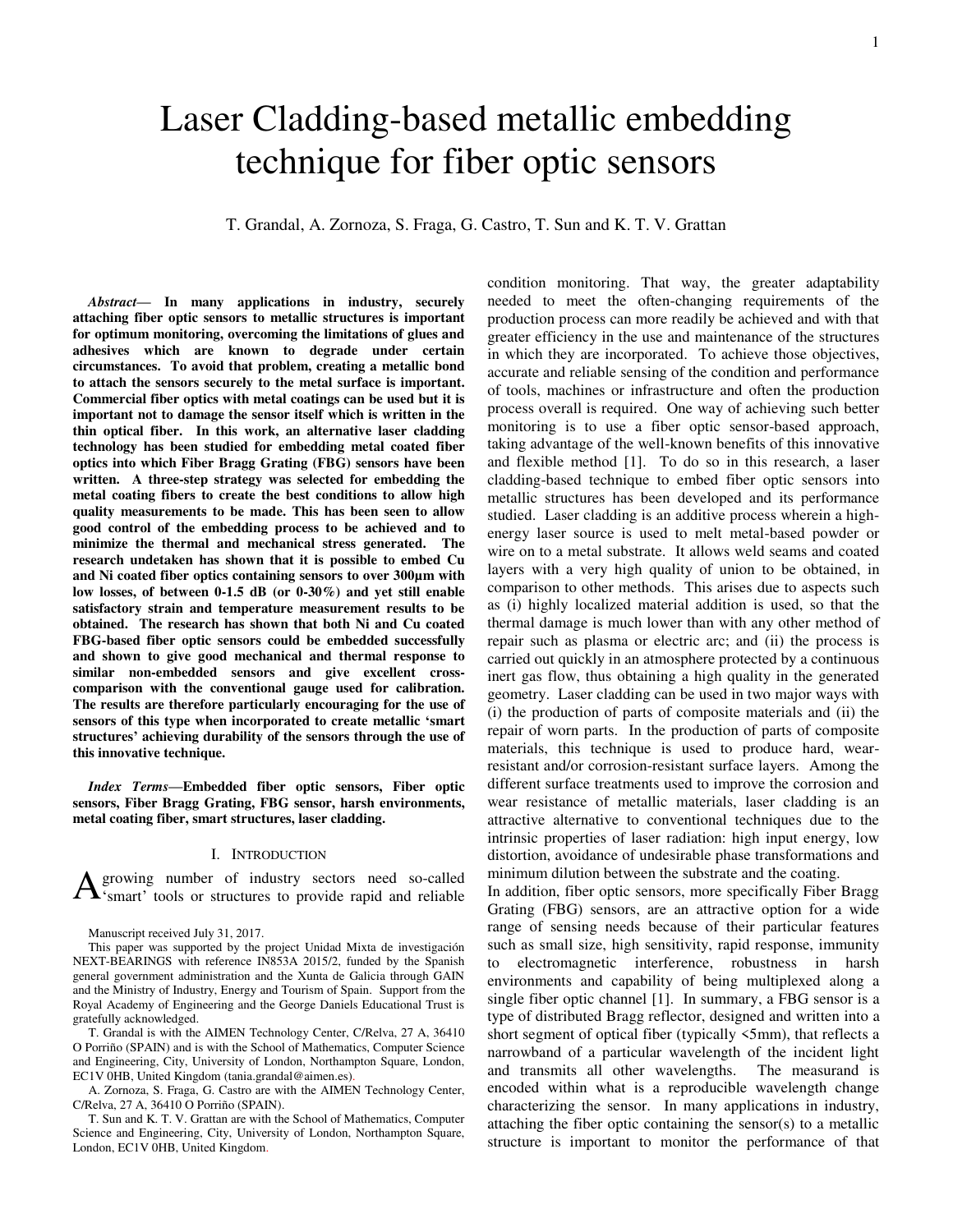# Laser Cladding-based metallic embedding technique for fiber optic sensors

T. Grandal, A. Zornoza, S. Fraga, G. Castro, T. Sun and K. T. V. Grattan

***Abstract*— In many applications in industry, securely attaching fiber optic sensors to metallic structures is important for optimum monitoring, overcoming the limitations of glues and adhesives which are known to degrade under certain circumstances. To avoid that problem, creating a metallic bond to attach the sensors securely to the metal surface is important. Commercial fiber optics with metal coatings can be used but it is important not to damage the sensor itself which is written in the thin optical fiber. In this work, an alternative laser cladding technology has been studied for embedding metal coated fiber optics into which Fiber Bragg Grating (FBG) sensors have been written. A three-step strategy was selected for embedding the metal coating fibers to create the best conditions to allow high quality measurements to be made. This has been seen to allow good control of the embedding process to be achieved and to minimize the thermal and mechanical stress generated. The research undetaken has shown that it is possible to embed Cu and Ni coated fiber optics containing sensors to over 300μm with low losses, of between 0-1.5 dB (or 0-30%) and yet still enable satisfactory strain and temperature measurement results to be obtained. The research has shown that both Ni and Cu coated FBG-based fiber optic sensors could be embedded successfully and shown to give good mechanical and thermal response to similar non-embedded sensors and give excellent cross-comparison with the conventional gauge used for calibration. The results are therefore particularly encouraging for the use of sensors of this type when incorporated to create metallic 'smart structures' achieving durability of the sensors through the use of this innovative technique.**

***Index Terms*—Embedded fiber optic sensors, Fiber optic sensors, Fiber Bragg Grating, FBG sensor, harsh environments, metal coating fiber, smart structures, laser cladding.**

## I. Introduction

A growing number of industry sectors need so-called 'smart' tools or structures to provide rapid and reliable condition monitoring. That way, the greater adaptability needed to meet the often-changing requirements of the production process can more readily be achieved and with that greater efficiency in the use and maintenance of the structures in which they are incorporated. To achieve those objectives, accurate and reliable sensing of the condition and performance of tools, machines or infrastructure and often the production process overall is required. One way of achieving such better monitoring is to use a fiber optic sensor-based approach, taking advantage of the well-known benefits of this innovative and flexible method [1]. To do so in this research, a laser cladding-based technique to embed fiber optic sensors into metallic structures has been developed and its performance studied. Laser cladding is an additive process wherein a high-energy laser source is used to melt metal-based powder or wire on to a metal substrate. It allows weld seams and coated layers with a very high quality of union to be obtained, in comparison to other methods. This arises due to aspects such as (i) highly localized material addition is used, so that the thermal damage is much lower than with any other method of repair such as plasma or electric arc; and (ii) the process is carried out quickly in an atmosphere protected by a continuous inert gas flow, thus obtaining a high quality in the generated geometry. Laser cladding can be used in two major ways with (i) the production of parts of composite materials and (ii) the repair of worn parts. In the production of parts of composite materials, this technique is used to produce hard, wear-resistant and/or corrosion-resistant surface layers. Among the different surface treatments used to improve the corrosion and wear resistance of metallic materials, laser cladding is an attractive alternative to conventional techniques due to the intrinsic properties of laser radiation: high input energy, low distortion, avoidance of undesirable phase transformations and minimum dilution between the substrate and the coating.

In addition, fiber optic sensors, more specifically Fiber Bragg Grating (FBG) sensors, are an attractive option for a wide range of sensing needs because of their particular features such as small size, high sensitivity, rapid response, immunity to electromagnetic interference, robustness in harsh environments and capability of being multiplexed along a single fiber optic channel [1]. In summary, a FBG sensor is a type of distributed Bragg reflector, designed and written into a short segment of optical fiber (typically <5mm), that reflects a narrowband of a particular wavelength of the incident light and transmits all other wavelengths. The measurand is encoded within what is a reproducible wavelength change characterizing the sensor. In many applications in industry, attaching the fiber optic containing the sensor(s) to a metallic structure is important to monitor the performance of that

Manuscript received July 31, 2017.

This paper was supported by the project Unidad Mixta de investigación NEXT-BEARINGS with reference IN853A 2015/2, funded by the Spanish general government administration and the Xunta de Galicia through GAIN and the Ministry of Industry, Energy and Tourism of Spain. Support from the Royal Academy of Engineering and the George Daniels Educational Trust is gratefully acknowledged.

T. Grandal is with the AIMEN Technology Center, C/Relva, 27 A, 36410 O Porriño (SPAIN) and is with the School of Mathematics, Computer Science and Engineering, City, University of London, Northampton Square, London, EC1V 0HB, United Kingdom (tania.grandal@aimen.es).

A. Zornoza, S. Fraga, G. Castro are with the AIMEN Technology Center, C/Relva, 27 A, 36410 O Porriño (SPAIN).

T. Sun and K. T. V. Grattan are with the School of Mathematics, Computer Science and Engineering, City, University of London, Northampton Square, London, EC1V 0HB, United Kingdom.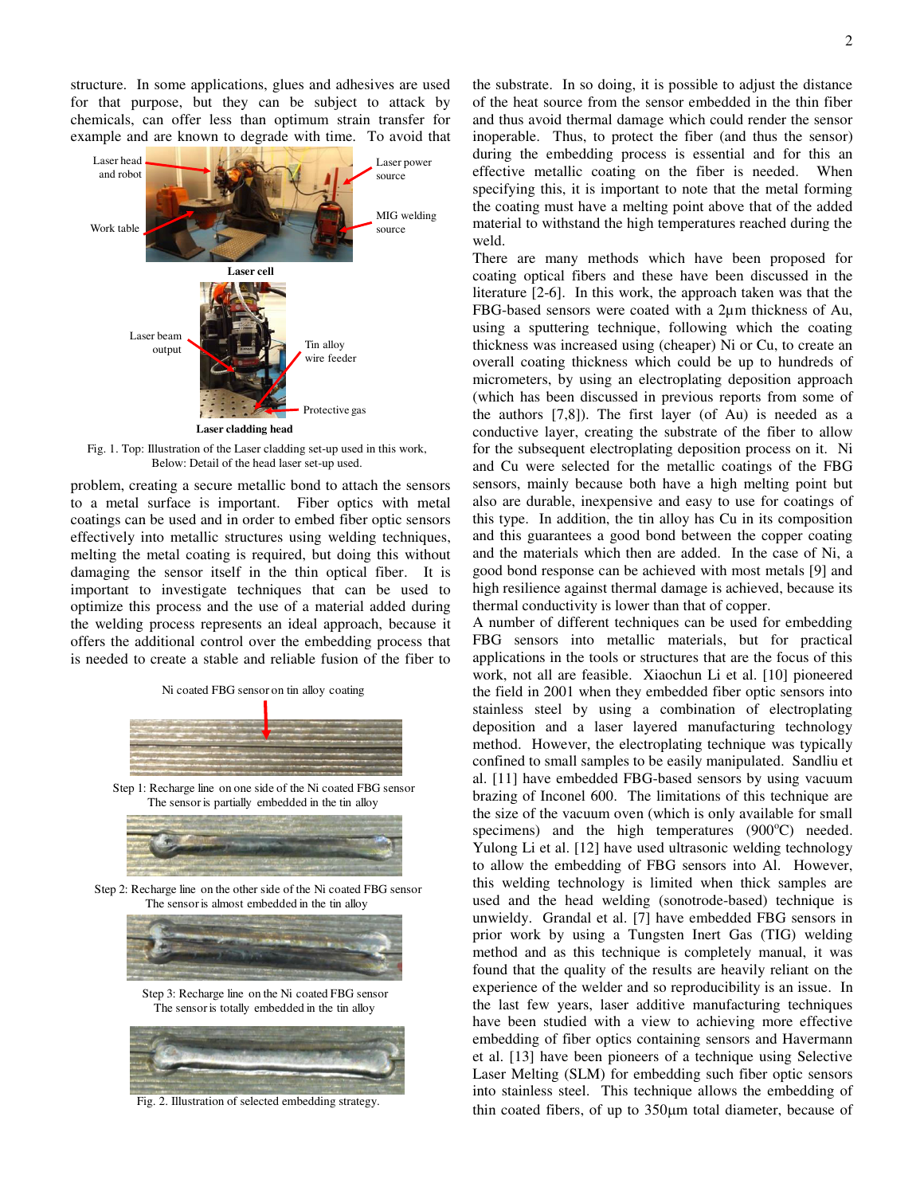structure. In some applications, glues and adhesives are used for that purpose, but they can be subject to attack by chemicals, can offer less than optimum strain transfer for example and are known to degrade with time. To avoid that problem, creating a secure metallic bond to attach the sensors to a metal surface is important. Fiber optics with metal coatings can be used and in order to embed fiber optic sensors effectively into metallic structures using welding techniques, melting the metal coating is required, but doing this without damaging the sensor itself in the thin optical fiber. It is important to investigate techniques that can be used to optimize this process and the use of a material added during the welding process represents an ideal approach, because it offers the additional control over the embedding process that is needed to create a stable and reliable fusion of the fiber to the substrate. In so doing, it is possible to adjust the distance of the heat source from the sensor embedded in the thin fiber and thus avoid thermal damage which could render the sensor inoperable. Thus, to protect the fiber (and thus the sensor) during the embedding process is essential and for this an effective metallic coating on the fiber is needed. When specifying this, it is important to note that the metal forming the coating must have a melting point above that of the added material to withstand the high temperatures reached during the weld.

Laser head and robot | Laser power source | Work table | MIG welding source

Laser cell

Laser beam output | Tin alloy wire feeder | Protective gas

Laser cladding head

Fig. 1. Top: Illustration of the Laser cladding set-up used in this work, Below: Detail of the head laser set-up used.

Ni coated FBG sensor on tin alloy coating

Step 1: Recharge line on one side of the Ni coated FBG sensor
The sensor is partially embedded in the tin alloy

Step 2: Recharge line on the other side of the Ni coated FBG sensor
The sensor is almost embedded in the tin alloy

Step 3: Recharge line on the Ni coated FBG sensor
The sensor is totally embedded in the tin alloy

Fig. 2. Illustration of selected embedding strategy.

There are many methods which have been proposed for coating optical fibers and these have been discussed in the literature [2-6]. In this work, the approach taken was that the FBG-based sensors were coated with a 2μm thickness of Au, using a sputtering technique, following which the coating thickness was increased using (cheaper) Ni or Cu, to create an overall coating thickness which could be up to hundreds of micrometers, by using an electroplating deposition approach (which has been discussed in previous reports from some of the authors [7,8]). The first layer (of Au) is needed as a conductive layer, creating the substrate of the fiber to allow for the subsequent electroplating deposition process on it. Ni and Cu were selected for the metallic coatings of the FBG sensors, mainly because both have a high melting point but also are durable, inexpensive and easy to use for coatings of this type. In addition, the tin alloy has Cu in its composition and this guarantees a good bond between the copper coating and the materials which then are added. In the case of Ni, a good bond response can be achieved with most metals [9] and high resilience against thermal damage is achieved, because its thermal conductivity is lower than that of copper.

A number of different techniques can be used for embedding FBG sensors into metallic materials, but for practical applications in the tools or structures that are the focus of this work, not all are feasible. Xiaochun Li et al. [10] pioneered the field in 2001 when they embedded fiber optic sensors into stainless steel by using a combination of electroplating deposition and a laser layered manufacturing technology method. However, the electroplating technique was typically confined to small samples to be easily manipulated. Sandliu et al. [11] have embedded FBG-based sensors by using vacuum brazing of Inconel 600. The limitations of this technique are the size of the vacuum oven (which is only available for small specimens) and the high temperatures (900°C) needed. Yulong Li et al. [12] have used ultrasonic welding technology to allow the embedding of FBG sensors into Al. However, this welding technology is limited when thick samples are used and the head welding (sonotrode-based) technique is unwieldy. Grandal et al. [7] have embedded FBG sensors in prior work by using a Tungsten Inert Gas (TIG) welding method and as this technique is completely manual, it was found that the quality of the results are heavily reliant on the experience of the welder and so reproducibility is an issue. In the last few years, laser additive manufacturing techniques have been studied with a view to achieving more effective embedding of fiber optics containing sensors and Havermann et al. [13] have been pioneers of a technique using Selective Laser Melting (SLM) for embedding such fiber optic sensors into stainless steel. This technique allows the embedding of thin coated fibers, of up to 350μm total diameter, because of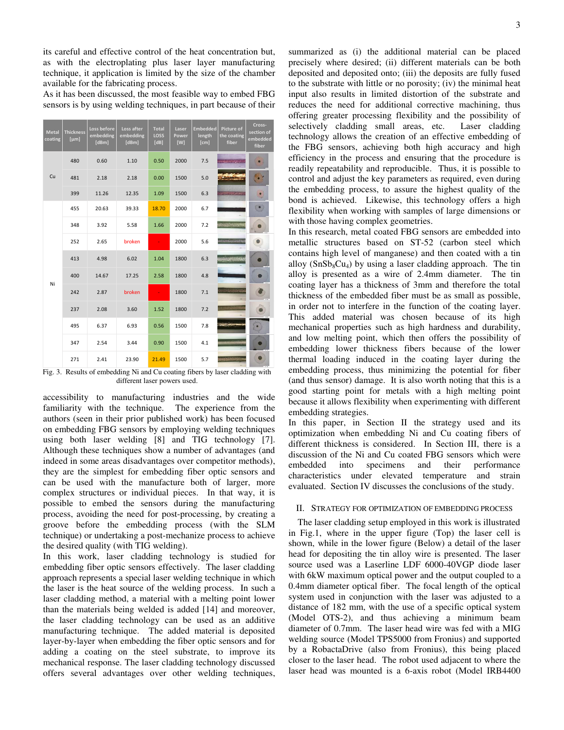its careful and effective control of the heat concentration but, as with the electroplating plus laser layer manufacturing technique, it application is limited by the size of the chamber available for the fabricating process.

As it has been discussed, the most feasible way to embed FBG sensors is by using welding techniques, in part because of their accessibility to manufacturing industries and the wide familiarity with the technique. The experience from the authors (seen in their prior published work) has been focused on embedding FBG sensors by employing welding techniques using both laser welding [8] and TIG technology [7]. Although these techniques show a number of advantages (and indeed in some areas disadvantages over competitor methods), they are the simplest for embedding fiber optic sensors and can be used with the manufacture both of larger, more complex structures or individual pieces. In that way, it is possible to embed the sensors during the manufacturing process, avoiding the need for post-processing, by creating a groove before the embedding process (with the SLM technique) or undertaking a post-mechanize process to achieve the desired quality (with TIG welding).

| Metal coating | Thickness [µm] | Loss before embedding [dBm] | Loss after embedding [dBm] | Total LOSS [dB] | Laser Power [W] | Embedded length [cm] | Picture of the coating fiber | Cross-section of embedded fiber |
|---|---|---|---|---|---|---|---|---|
| Cu | 480 | 0.60 | 1.10 | 0.50 | 2000 | 7.5 | | |
| | 481 | 2.18 | 2.18 | 0.00 | 1500 | 5.0 | | |
| | 399 | 11.26 | 12.35 | 1.09 | 1500 | 6.3 | | |
| Ni | 455 | 20.63 | 39.33 | 18.70 | 2000 | 6.7 | | |
| | 348 | 3.92 | 5.58 | 1.66 | 2000 | 7.2 | | |
| | 252 | 2.65 | broken | - | 2000 | 5.6 | | |
| | 413 | 4.98 | 6.02 | 1.04 | 1800 | 6.3 | | |
| | 400 | 14.67 | 17.25 | 2.58 | 1800 | 4.8 | | |
| | 242 | 2.87 | broken | - | 1800 | 7.1 | | |
| | 237 | 2.08 | 3.60 | 1.52 | 1800 | 7.2 | | |
| | 495 | 6.37 | 6.93 | 0.56 | 1500 | 7.8 | | |
| | 347 | 2.54 | 3.44 | 0.90 | 1500 | 4.1 | | |
| | 271 | 2.41 | 23.90 | 21.49 | 1500 | 5.7 | | |

Fig. 3. Results of embedding Ni and Cu coating fibers by laser cladding with different laser powers used.

In this work, laser cladding technology is studied for embedding fiber optic sensors effectively. The laser cladding approach represents a special laser welding technique in which the laser is the heat source of the welding process. In such a laser cladding method, a material with a melting point lower than the materials being welded is added [14] and moreover, the laser cladding technology can be used as an additive manufacturing technique. The added material is deposited layer-by-layer when embedding the fiber optic sensors and for adding a coating on the steel substrate, to improve its mechanical response. The laser cladding technology discussed offers several advantages over other welding techniques, summarized as (i) the additional material can be placed precisely where desired; (ii) different materials can be both deposited and deposited onto; (iii) the deposits are fully fused to the substrate with little or no porosity; (iv) the minimal heat input also results in limited distortion of the substrate and reduces the need for additional corrective machining, thus offering greater processing flexibility and the possibility of selectively cladding small areas, etc. Laser cladding technology allows the creation of an effective embedding of the FBG sensors, achieving both high accuracy and high efficiency in the process and ensuring that the procedure is readily repeatability and reproducible. Thus, it is possible to control and adjust the key parameters as required, even during the embedding process, to assure the highest quality of the bond is achieved. Likewise, this technology offers a high flexibility when working with samples of large dimensions or with those having complex geometries.

In this research, metal coated FBG sensors are embedded into metallic structures based on ST-52 (carbon steel which contains high level of manganese) and then coated with a tin alloy ($SnSb_8Cu_4$) by using a laser cladding approach. The tin alloy is presented as a wire of 2.4mm diameter. The tin coating layer has a thickness of 3mm and therefore the total thickness of the embedded fiber must be as small as possible, in order not to interfere in the function of the coating layer. This added material was chosen because of its high mechanical properties such as high hardness and durability, and low melting point, which then offers the possibility of embedding lower thickness fibers because of the lower thermal loading induced in the coating layer during the embedding process, thus minimizing the potential for fiber (and thus sensor) damage. It is also worth noting that this is a good starting point for metals with a high melting point because it allows flexibility when experimenting with different embedding strategies.

In this paper, in Section II the strategy used and its optimization when embedding Ni and Cu coating fibers of different thickness is considered. In Section III, there is a discussion of the Ni and Cu coated FBG sensors which were embedded into specimens and their performance characteristics under elevated temperature and strain evaluated. Section IV discusses the conclusions of the study.

## II. Strategy for Optimization of Embedding Process

The laser cladding setup employed in this work is illustrated in Fig.1, where in the upper figure (Top) the laser cell is shown, while in the lower figure (Below) a detail of the laser head for depositing the tin alloy wire is presented. The laser source used was a Laserline LDF 6000-40VGP diode laser with 6kW maximum optical power and the output coupled to a 0.4mm diameter optical fiber. The focal length of the optical system used in conjunction with the laser was adjusted to a distance of 182 mm, with the use of a specific optical system (Model OTS-2), and thus achieving a minimum beam diameter of 0.7mm. The laser head wire was fed with a MIG welding source (Model TPS5000 from Fronius) and supported by a RobactaDrive (also from Fronius), this being placed closer to the laser head. The robot used adjacent to where the laser head was mounted is a 6-axis robot (Model IRB4400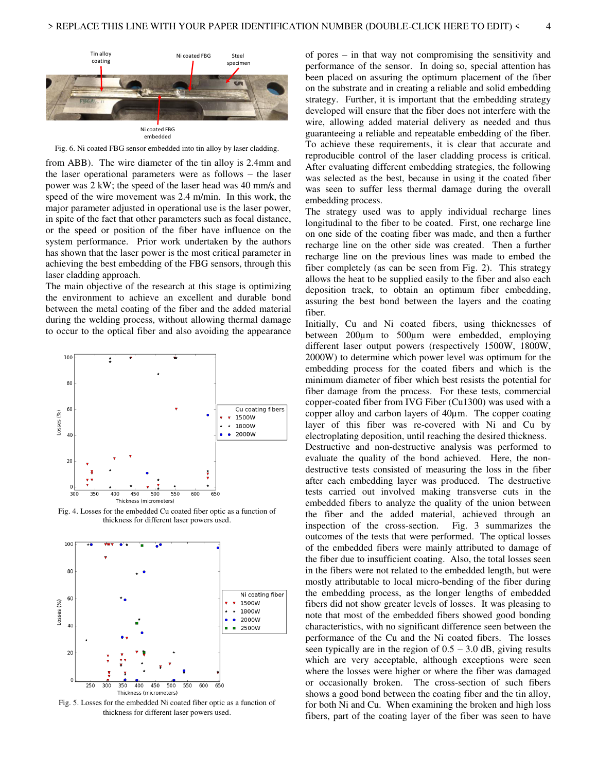Fig. 6. Ni coated FBG sensor embedded into tin alloy by laser cladding.

from ABB). The wire diameter of the tin alloy is 2.4mm and the laser operational parameters were as follows – the laser power was 2 kW; the speed of the laser head was 40 mm/s and speed of the wire movement was 2.4 m/min. In this work, the major parameter adjusted in operational use is the laser power, in spite of the fact that other parameters such as focal distance, or the speed or position of the fiber have influence on the system performance. Prior work undertaken by the authors has shown that the laser power is the most critical parameter in achieving the best embedding of the FBG sensors, through this laser cladding approach.

The main objective of the research at this stage is optimizing the environment to achieve an excellent and durable bond between the metal coating of the fiber and the added material during the welding process, without allowing thermal damage to occur to the optical fiber and also avoiding the appearance

Fig. 4. Losses for the embedded Cu coated fiber optic as a function of thickness for different laser powers used.

Fig. 5. Losses for the embedded Ni coated fiber optic as a function of thickness for different laser powers used.

of pores – in that way not compromising the sensitivity and performance of the sensor. In doing so, special attention has been placed on assuring the optimum placement of the fiber on the substrate and in creating a reliable and solid embedding strategy. Further, it is important that the embedding strategy developed will ensure that the fiber does not interfere with the wire, allowing added material delivery as needed and thus guaranteeing a reliable and repeatable embedding of the fiber. To achieve these requirements, it is clear that accurate and reproducible control of the laser cladding process is critical. After evaluating different embedding strategies, the following was selected as the best, because in using it the coated fiber was seen to suffer less thermal damage during the overall embedding process.

The strategy used was to apply individual recharge lines longitudinal to the fiber to be coated. First, one recharge line on one side of the coating fiber was made, and then a further recharge line on the other side was created. Then a further recharge line on the previous lines was made to embed the fiber completely (as can be seen from Fig. 2). This strategy allows the heat to be supplied easily to the fiber and also each deposition track, to obtain an optimum fiber embedding, assuring the best bond between the layers and the coating fiber.

Initially, Cu and Ni coated fibers, using thicknesses of between 200µm to 500µm were embedded, employing different laser output powers (respectively 1500W, 1800W, 2000W) to determine which power level was optimum for the embedding process for the coated fibers and which is the minimum diameter of fiber which best resists the potential for fiber damage from the process. For these tests, commercial copper-coated fiber from IVG Fiber (Cu1300) was used with a copper alloy and carbon layers of 40µm. The copper coating layer of this fiber was re-covered with Ni and Cu by electroplating deposition, until reaching the desired thickness.

Destructive and non-destructive analysis was performed to evaluate the quality of the bond achieved. Here, the non-destructive tests consisted of measuring the loss in the fiber after each embedding layer was produced. The destructive tests carried out involved making transverse cuts in the embedded fibers to analyze the quality of the union between the fiber and the added material, achieved through an inspection of the cross-section. Fig. 3 summarizes the outcomes of the tests that were performed. The optical losses of the embedded fibers were mainly attributed to damage of the fiber due to insufficient coating. Also, the total losses seen in the fibers were not related to the embedded length, but were mostly attributable to local micro-bending of the fiber during the embedding process, as the longer lengths of embedded fibers did not show greater levels of losses. It was pleasing to note that most of the embedded fibers showed good bonding characteristics, with no significant difference seen between the performance of the Cu and the Ni coated fibers. The losses seen typically are in the region of 0.5 – 3.0 dB, giving results which are very acceptable, although exceptions were seen where the losses were higher or where the fiber was damaged or occasionally broken. The cross-section of such fibers shows a good bond between the coating fiber and the tin alloy, for both Ni and Cu. When examining the broken and high loss fibers, part of the coating layer of the fiber was seen to have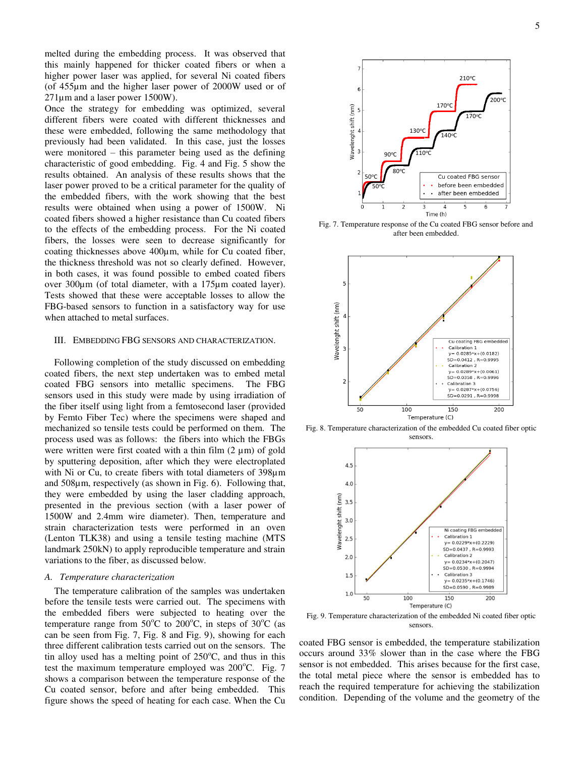melted during the embedding process. It was observed that this mainly happened for thicker coated fibers or when a higher power laser was applied, for several Ni coated fibers (of 455µm and the higher laser power of 2000W used or of 271µm and a laser power 1500W).

Once the strategy for embedding was optimized, several different fibers were coated with different thicknesses and these were embedded, following the same methodology that previously had been validated. In this case, just the losses were monitored – this parameter being used as the defining characteristic of good embedding. Fig. 4 and Fig. 5 show the results obtained. An analysis of these results shows that the laser power proved to be a critical parameter for the quality of the embedded fibers, with the work showing that the best results were obtained when using a power of 1500W. Ni coated fibers showed a higher resistance than Cu coated fibers to the effects of the embedding process. For the Ni coated fibers, the losses were seen to decrease significantly for coating thicknesses above 400µm, while for Cu coated fiber, the thickness threshold was not so clearly defined. However, in both cases, it was found possible to embed coated fibers over 300µm (of total diameter, with a 175µm coated layer). Tests showed that these were acceptable losses to allow the FBG-based sensors to function in a satisfactory way for use when attached to metal surfaces.

## III. Embedding FBG Sensors and Characterization.

Following completion of the study discussed on embedding coated fibers, the next step undertaken was to embed metal coated FBG sensors into metallic specimens. The FBG sensors used in this study were made by using irradiation of the fiber itself using light from a femtosecond laser (provided by Femto Fiber Tec) where the specimens were shaped and mechanized so tensile tests could be performed on them. The process used was as follows: the fibers into which the FBGs were written were first coated with a thin film (2 µm) of gold by sputtering deposition, after which they were electroplated with Ni or Cu, to create fibers with total diameters of 398µm and 508µm, respectively (as shown in Fig. 6). Following that, they were embedded by using the laser cladding approach, presented in the previous section (with a laser power of 1500W and 2.4mm wire diameter). Then, temperature and strain characterization tests were performed in an oven (Lenton TLK38) and using a tensile testing machine (MTS landmark 250kN) to apply reproducible temperature and strain variations to the fiber, as discussed below.

### A. *Temperature characterization*

The temperature calibration of the samples was undertaken before the tensile tests were carried out. The specimens with the embedded fibers were subjected to heating over the temperature range from 50°C to 200°C, in steps of 30°C (as can be seen from Fig. 7, Fig. 8 and Fig. 9), showing for each three different calibration tests carried out on the sensors. The tin alloy used has a melting point of 250°C, and thus in this test the maximum temperature employed was 200°C. Fig. 7 shows a comparison between the temperature response of the Cu coated sensor, before and after being embedded. This figure shows the speed of heating for each case. When the Cu coated FBG sensor is embedded, the temperature stabilization occurs around 33% slower than in the case where the FBG sensor is not embedded. This arises because for the first case, the total metal piece where the sensor is embedded has to reach the required temperature for achieving the stabilization condition. Depending of the volume and the geometry of the

Fig. 7. Temperature response of the Cu coated FBG sensor before and after been embedded.

Fig. 8. Temperature characterization of the embedded Cu coated fiber optic sensors.

Fig. 9. Temperature characterization of the embedded Ni coated fiber optic sensors.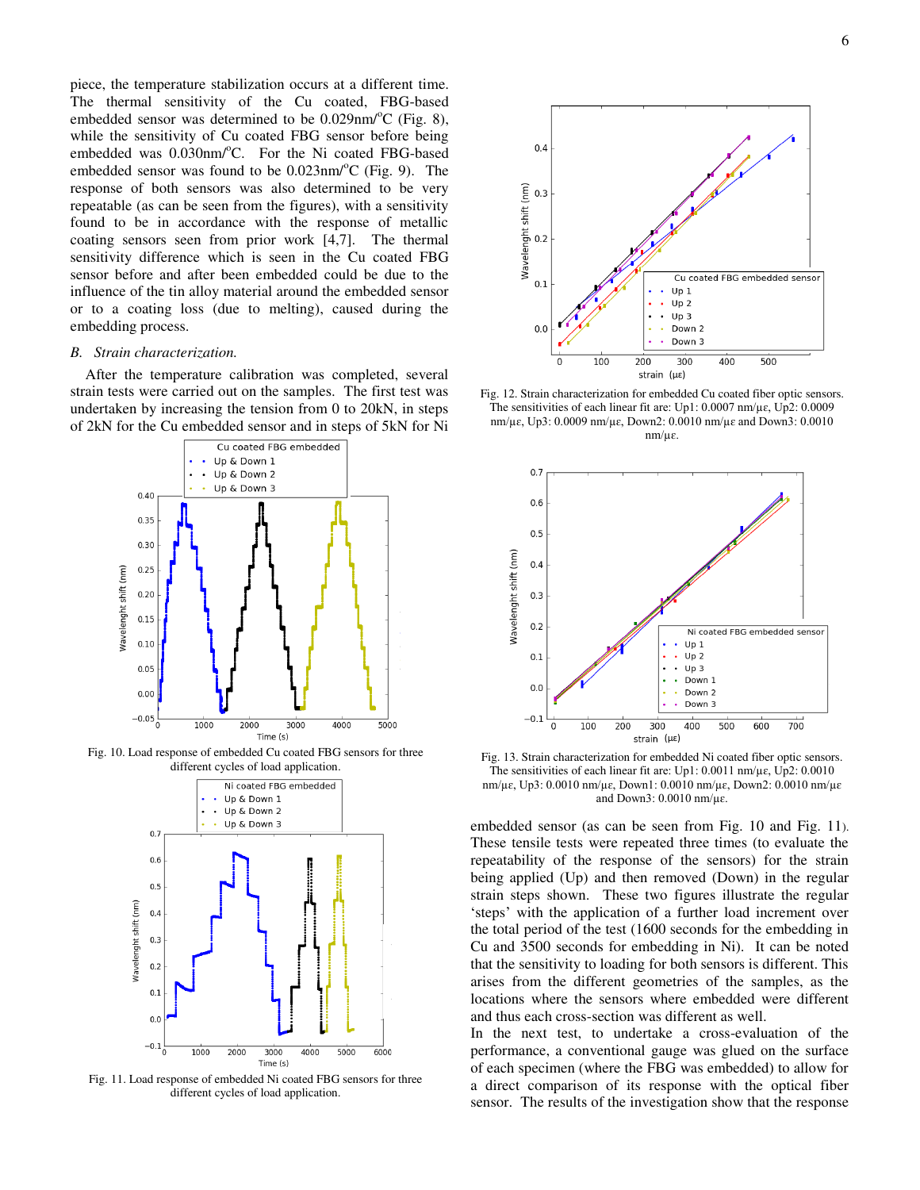piece, the temperature stabilization occurs at a different time. The thermal sensitivity of the Cu coated, FBG-based embedded sensor was determined to be 0.029nm/$^{o}$C (Fig. 8), while the sensitivity of Cu coated FBG sensor before being embedded was 0.030nm/$^{o}$C. For the Ni coated FBG-based embedded sensor was found to be 0.023nm/$^{o}$C (Fig. 9). The response of both sensors was also determined to be very repeatable (as can be seen from the figures), with a sensitivity found to be in accordance with the response of metallic coating sensors seen from prior work [4,7]. The thermal sensitivity difference which is seen in the Cu coated FBG sensor before and after been embedded could be due to the influence of the tin alloy material around the embedded sensor or to a coating loss (due to melting), caused during the embedding process.

### *B. Strain characterization.*

After the temperature calibration was completed, several strain tests were carried out on the samples. The first test was undertaken by increasing the tension from 0 to 20kN, in steps of 2kN for the Cu embedded sensor and in steps of 5kN for Ni embedded sensor (as can be seen from Fig. 10 and Fig. 11). These tensile tests were repeated three times (to evaluate the repeatability of the response of the sensors) for the strain being applied (Up) and then removed (Down) in the regular strain steps shown. These two figures illustrate the regular 'steps' with the application of a further load increment over the total period of the test (1600 seconds for the embedding in Cu and 3500 seconds for embedding in Ni). It can be noted that the sensitivity to loading for both sensors is different. This arises from the different geometries of the samples, as the locations where the sensors where embedded were different and thus each cross-section was different as well.

In the next test, to undertake a cross-evaluation of the performance, a conventional gauge was glued on the surface of each specimen (where the FBG was embedded) to allow for a direct comparison of its response with the optical fiber sensor. The results of the investigation show that the response

Fig. 10. Load response of embedded Cu coated FBG sensors for three different cycles of load application.

Fig. 11. Load response of embedded Ni coated FBG sensors for three different cycles of load application.

Fig. 12. Strain characterization for embedded Cu coated fiber optic sensors. The sensitivities of each linear fit are: Up1: 0.0007 nm/με, Up2: 0.0009 nm/με, Up3: 0.0009 nm/με, Down2: 0.0010 nm/με and Down3: 0.0010 nm/με.

Fig. 13. Strain characterization for embedded Ni coated fiber optic sensors. The sensitivities of each linear fit are: Up1: 0.0011 nm/με, Up2: 0.0010 nm/με, Up3: 0.0010 nm/με, Down1: 0.0010 nm/με, Down2: 0.0010 nm/με and Down3: 0.0010 nm/με.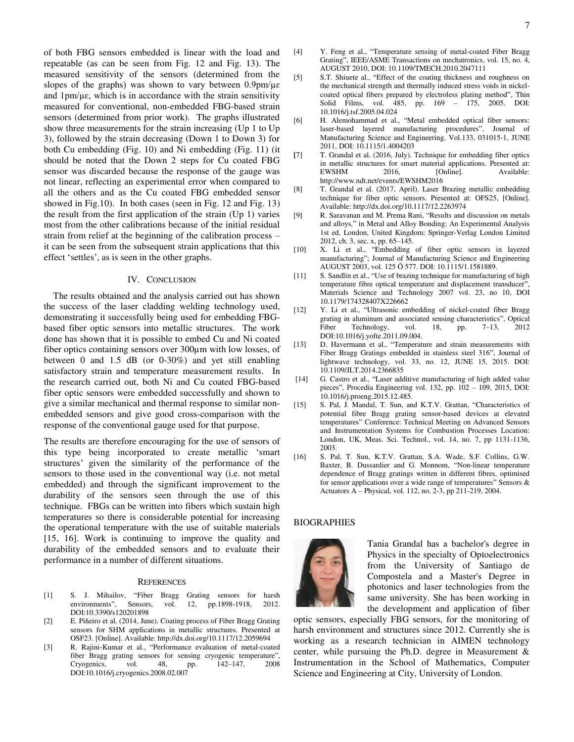of both FBG sensors embedded is linear with the load and repeatable (as can be seen from Fig. 12 and Fig. 13). The measured sensitivity of the sensors (determined from the slopes of the graphs) was shown to vary between 0.9pm/με and 1pm/με, which is in accordance with the strain sensitivity measured for conventional, non-embedded FBG-based strain sensors (determined from prior work). The graphs illustrated show three measurements for the strain increasing (Up 1 to Up 3), followed by the strain decreasing (Down 1 to Down 3) for both Cu embedding (Fig. 10) and Ni embedding (Fig. 11) (it should be noted that the Down 2 steps for Cu coated FBG sensor was discarded because the response of the gauge was not linear, reflecting an experimental error when compared to all the others and as the Cu coated FBG embedded sensor showed in Fig.10). In both cases (seen in Fig. 12 and Fig. 13) the result from the first application of the strain (Up 1) varies most from the other calibrations because of the initial residual strain from relief at the beginning of the calibration process – it can be seen from the subsequent strain applications that this effect 'settles', as is seen in the other graphs.

## IV. Conclusion

The results obtained and the analysis carried out has shown the success of the laser cladding welding technology used, demonstrating it successfully being used for embedding FBG-based fiber optic sensors into metallic structures. The work done has shown that it is possible to embed Cu and Ni coated fiber optics containing sensors over 300µm with low losses, of between 0 and 1.5 dB (or 0-30%) and yet still enabling satisfactory strain and temperature measurement results. In the research carried out, both Ni and Cu coated FBG-based fiber optic sensors were embedded successfully and shown to give a similar mechanical and thermal response to similar non-embedded sensors and give good cross-comparison with the response of the conventional gauge used for that purpose.

The results are therefore encouraging for the use of sensors of this type being incorporated to create metallic 'smart structures' given the similarity of the performance of the sensors to those used in the conventional way (i.e. not metal embedded) and through the significant improvement to the durability of the sensors seen through the use of this technique. FBGs can be written into fibers which sustain high temperatures so there is considerable potential for increasing the operational temperature with the use of suitable materials [15, 16]. Work is continuing to improve the quality and durability of the embedded sensors and to evaluate their performance in a number of different situations.

## References

[1] S. J. Mihailov, "Fiber Bragg Grating sensors for harsh environments", Sensors, vol. 12, pp.1898-1918, 2012. DOI:10.3390/s120201898

[2] E. Piñeiro et al. (2014, June). Coating process of Fiber Bragg Grating sensors for SHM applications in metallic structures. Presented at OSF23. [Online]. Available: http://dx.doi.org/10.1117/12.2059694

[3] R. Rajini-Kumar et al., "Performance evaluation of metal-coated fiber Bragg grating sensors for sensing cryogenic temperature", Cryogenics, vol. 48, pp. 142–147, 2008 DOI:10.1016/j.cryogenics.2008.02.007

[4] Y. Feng et al., "Temperature sensing of metal-coated Fiber Bragg Grating", IEEE/ASME Transactions on mechatronics, vol. 15, no. 4, AUGUST 2010, DOI: 10.1109/TMECH.2010.2047111

[5] S.T. Shiuete al., "Effect of the coating thickness and roughness on the mechanical strength and thermally induced stress voids in nickel-coated optical fibers prepared by electroless plating method", Thin Solid Films, vol. 485, pp. 169 – 175, 2005. DOI: 10.1016/j.tsf.2005.04.024

[6] H. Alemohammad et al., "Metal embedded optical fiber sensors: laser-based layered manufacturing procedures", Journal of Manufacturing Science and Engineering. Vol.133, 031015-1, JUNE 2011, DOI: 10.1115/1.4004203

[7] T. Grandal et al. (2016, July). Technique for embedding fiber optics in metallic structures for smart material applications. Presented at: EWSHM 2016, [Online]. Available: http://www.ndt.net/events/EWSHM2016

[8] T. Grandal et al. (2017, April). Laser Brazing metallic embedding technique for fiber optic sensors. Presented at: OFS25, [Online]. Available: http://dx.doi.org/10.1117/12.2263974

[9] R. Saravanan and M. Prema Rani, "Results and discussion on metals and alloys," in Metal and Alloy Bonding: An Experimental Analysis 1st ed. London, United Kingdom: Springer-Verlag London Limited 2012, ch. 3, sec. x, pp. 65–145.

[10] X. Li et al., "Embedding of fiber optic sensors in layered manufacturing"; Journal of Manufacturing Science and Engineering AUGUST 2003, vol. 125 Õ 577. DOI: 10.1115/1.1581889.

[11] S. Sandlin et al., "Use of brazing technique for manufacturing of high temperature fibre optical temperature and displacement transducer", Materials Science and Technology 2007 vol. 23, no 10, DOI 10.1179/174328407X226662

[12] Y. Li et al., "Ultrasonic embedding of nickel-coated fiber Bragg grating in aluminum and associated sensing characteristics", Optical Fiber Technology, vol. 18, pp. 7–13, 2012 DOI:10.1016/j.yofte.2011.09.004.

[13] D. Havermann et al., "Temperature and strain measurements with Fiber Bragg Gratings embedded in stainless steel 316", Journal of lightwave technology, vol. 33, no. 12, JUNE 15, 2015. DOI: 10.1109/JLT.2014.2366835

[14] G. Castro et al., "Laser additive manufacturing of high added value pieces", Procedia Engineering vol. 132, pp. 102 – 109, 2015, DOI: 10.1016/j.proeng.2015.12.485.

[15] S. Pal, J. Mandal, T. Sun, and K.T.V. Grattan, "Characteristics of potential fibre Bragg grating sensor-based devices at elevated temperatures" Conference: Technical Meeting on Advanced Sensors and Instrumentation Systems for Combustion Processes Location: London, UK, Meas. Sci. Technol., vol. 14, no. 7, pp 1131-1136, 2003.

[16] S. Pal, T. Sun, K.T.V. Grattan, S.A. Wade, S.F. Collins, G.W. Baxter, B. Dussardier and G. Monnom, "Non-linear temperature dependence of Bragg gratings written in different fibres, optimised for sensor applications over a wide range of temperatures" Sensors & Actuators A – Physical, vol. 112, no. 2-3, pp 211-219, 2004.

## Biographies

Tania Grandal has a bachelor's degree in Physics in the specialty of Optoelectronics from the University of Santiago de Compostela and a Master's Degree in photonics and laser technologies from the same university. She has been working in the development and application of fiber optic sensors, especially FBG sensors, for the monitoring of harsh environment and structures since 2012. Currently she is working as a research technician in AIMEN technology center, while pursuing the Ph.D. degree in Measurement & Instrumentation in the School of Mathematics, Computer Science and Engineering at City, University of London.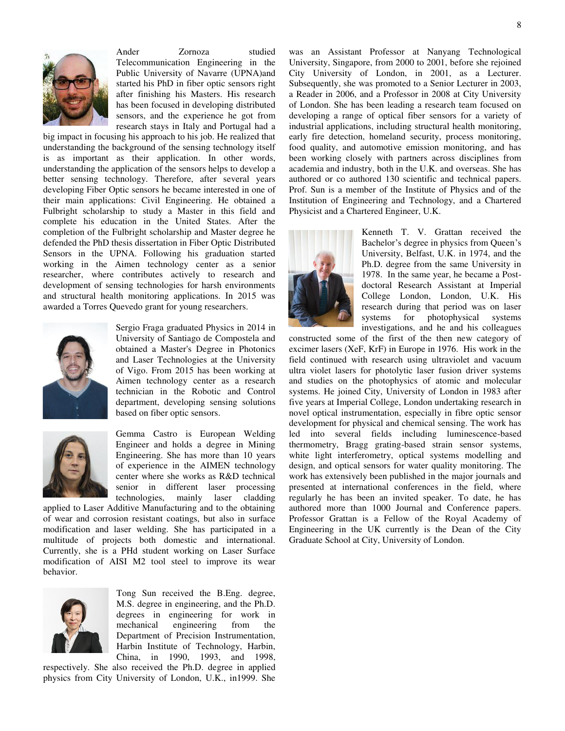Ander Zornoza studied Telecommunication Engineering in the Public University of Navarre (UPNA)and started his PhD in fiber optic sensors right after finishing his Masters. His research has been focused in developing distributed sensors, and the experience he got from research stays in Italy and Portugal had a big impact in focusing his approach to his job. He realized that understanding the background of the sensing technology itself is as important as their application. In other words, understanding the application of the sensors helps to develop a better sensing technology. Therefore, after several years developing Fiber Optic sensors he became interested in one of their main applications: Civil Engineering. He obtained a Fulbright scholarship to study a Master in this field and complete his education in the United States. After the completion of the Fulbright scholarship and Master degree he defended the PhD thesis dissertation in Fiber Optic Distributed Sensors in the UPNA. Following his graduation started working in the Aimen technology center as a senior researcher, where contributes actively to research and development of sensing technologies for harsh environments and structural health monitoring applications. In 2015 was awarded a Torres Quevedo grant for young researchers.

Sergio Fraga graduated Physics in 2014 in University of Santiago de Compostela and obtained a Master's Degree in Photonics and Laser Technologies at the University of Vigo. From 2015 has been working at Aimen technology center as a research technician in the Robotic and Control department, developing sensing solutions based on fiber optic sensors.

Gemma Castro is European Welding Engineer and holds a degree in Mining Engineering. She has more than 10 years of experience in the AIMEN technology center where she works as R&D technical senior in different laser processing technologies, mainly laser cladding applied to Laser Additive Manufacturing and to the obtaining of wear and corrosion resistant coatings, but also in surface modification and laser welding. She has participated in a multitude of projects both domestic and international. Currently, she is a PHd student working on Laser Surface modification of AISI M2 tool steel to improve its wear behavior.

Tong Sun received the B.Eng. degree, M.S. degree in engineering, and the Ph.D. degrees in engineering for work in mechanical engineering from the Department of Precision Instrumentation, Harbin Institute of Technology, Harbin, China, in 1990, 1993, and 1998, respectively. She also received the Ph.D. degree in applied physics from City University of London, U.K., in1999. She was an Assistant Professor at Nanyang Technological University, Singapore, from 2000 to 2001, before she rejoined City University of London, in 2001, as a Lecturer. Subsequently, she was promoted to a Senior Lecturer in 2003, a Reader in 2006, and a Professor in 2008 at City University of London. She has been leading a research team focused on developing a range of optical fiber sensors for a variety of industrial applications, including structural health monitoring, early fire detection, homeland security, process monitoring, food quality, and automotive emission monitoring, and has been working closely with partners across disciplines from academia and industry, both in the U.K. and overseas. She has authored or co authored 130 scientific and technical papers. Prof. Sun is a member of the Institute of Physics and of the Institution of Engineering and Technology, and a Chartered Physicist and a Chartered Engineer, U.K.

Kenneth T. V. Grattan received the Bachelor's degree in physics from Queen's University, Belfast, U.K. in 1974, and the Ph.D. degree from the same University in 1978. In the same year, he became a Post-doctoral Research Assistant at Imperial College London, London, U.K. His research during that period was on laser systems for photophysical systems investigations, and he and his colleagues constructed some of the first of the then new category of excimer lasers (XeF, KrF) in Europe in 1976. His work in the field continued with research using ultraviolet and vacuum ultra violet lasers for photolytic laser fusion driver systems and studies on the photophysics of atomic and molecular systems. He joined City, University of London in 1983 after five years at Imperial College, London undertaking research in novel optical instrumentation, especially in fibre optic sensor development for physical and chemical sensing. The work has led into several fields including luminescence-based thermometry, Bragg grating-based strain sensor systems, white light interferometry, optical systems modelling and design, and optical sensors for water quality monitoring. The work has extensively been published in the major journals and presented at international conferences in the field, where regularly he has been an invited speaker. To date, he has authored more than 1000 Journal and Conference papers. Professor Grattan is a Fellow of the Royal Academy of Engineering in the UK currently is the Dean of the City Graduate School at City, University of London.